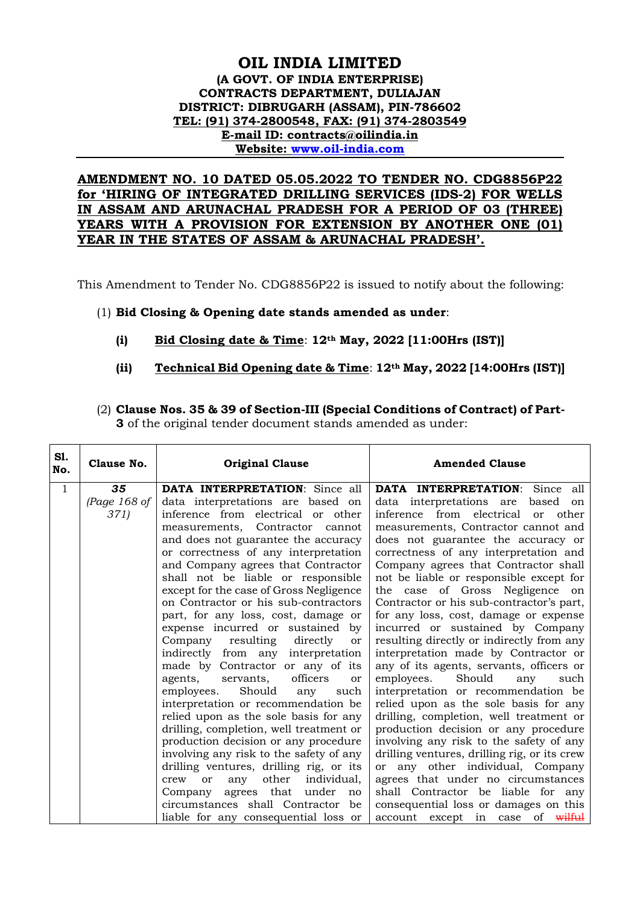# OIL INDIA LIMITED

**(A GOVT. OF INDIA ENTERPRISE)**
**CONTRACTS DEPARTMENT, DULIAJAN**
**DISTRICT: DIBRUGARH (ASSAM), PIN-786602**
**TEL: (91) 374-2800548, FAX: (91) 374-2803549**
**E-mail ID: contracts@oilindia.in**
**Website: www.oil-india.com**

## AMENDMENT NO. 10 DATED 05.05.2022 TO TENDER NO. CDG8856P22 for 'HIRING OF INTEGRATED DRILLING SERVICES (IDS-2) FOR WELLS IN ASSAM AND ARUNACHAL PRADESH FOR A PERIOD OF 03 (THREE) YEARS WITH A PROVISION FOR EXTENSION BY ANOTHER ONE (01) YEAR IN THE STATES OF ASSAM & ARUNACHAL PRADESH'.

This Amendment to Tender No. CDG8856P22 is issued to notify about the following:

(1) **Bid Closing & Opening date stands amended as under**:

- **(i)** **Bid Closing date & Time**: **12th May, 2022 [11:00Hrs (IST)]**
- **(ii)** **Technical Bid Opening date & Time**: **12th May, 2022 [14:00Hrs (IST)]**

(2) **Clause Nos. 35 & 39 of Section-III (Special Conditions of Contract) of Part-3** of the original tender document stands amended as under:

| Sl. No. | Clause No. | Original Clause | Amended Clause |
|---|---|---|---|
| 1 | ***35*** *(Page 168 of 371)* | **DATA INTERPRETATION**: Since all data interpretations are based on inference from electrical or other measurements, Contractor cannot and does not guarantee the accuracy or correctness of any interpretation and Company agrees that Contractor shall not be liable or responsible except for the case of Gross Negligence on Contractor or his sub-contractors part, for any loss, cost, damage or expense incurred or sustained by Company resulting directly or indirectly from any interpretation made by Contractor or any of its agents, servants, officers or employees. Should any such interpretation or recommendation be relied upon as the sole basis for any drilling, completion, well treatment or production decision or any procedure involving any risk to the safety of any drilling ventures, drilling rig, or its crew or any other individual, Company agrees that under no circumstances shall Contractor be liable for any consequential loss or | **DATA INTERPRETATION**: Since all data interpretations are based on inference from electrical or other measurements, Contractor cannot and does not guarantee the accuracy or correctness of any interpretation and Company agrees that Contractor shall not be liable or responsible except for the case of Gross Negligence on Contractor or his sub-contractor's part, for any loss, cost, damage or expense incurred or sustained by Company resulting directly or indirectly from any interpretation made by Contractor or any of its agents, servants, officers or employees. Should any such interpretation or recommendation be relied upon as the sole basis for any drilling, completion, well treatment or production decision or any procedure involving any risk to the safety of any drilling ventures, drilling rig, or its crew or any other individual, Company agrees that under no circumstances shall Contractor be liable for any consequential loss or damages on this account except in case of ~~wilful~~ |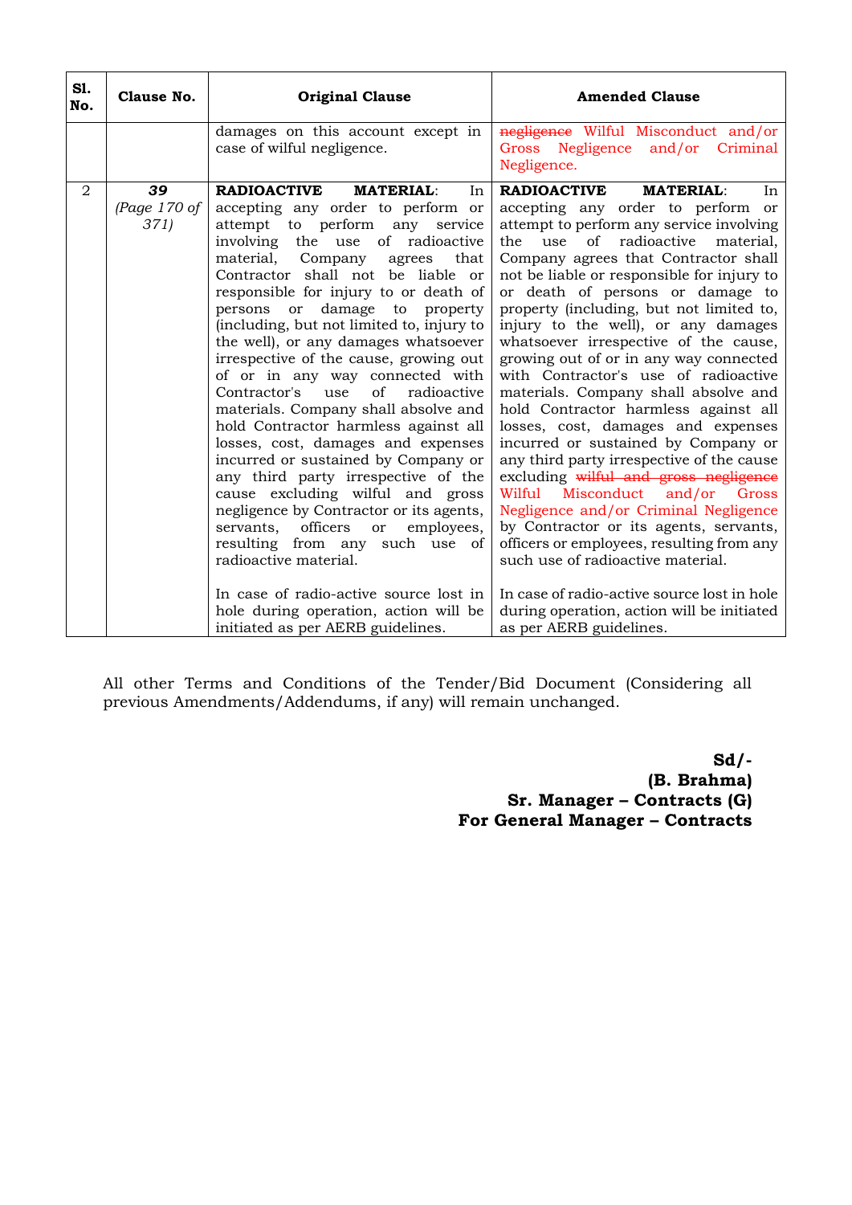| Sl. No. | Clause No. | Original Clause | Amended Clause |
|---|---|---|---|
| | | damages on this account except in case of wilful negligence. | ~~negligence~~ Wilful Misconduct and/or Gross Negligence and/or Criminal Negligence. |
| 2 | **39** *(Page 170 of 371)* | **RADIOACTIVE MATERIAL**: In accepting any order to perform or attempt to perform any service involving the use of radioactive material, Company agrees that Contractor shall not be liable or responsible for injury to or death of persons or damage to property (including, but not limited to, injury to the well), or any damages whatsoever irrespective of the cause, growing out of or in any way connected with Contractor's use of radioactive materials. Company shall absolve and hold Contractor harmless against all losses, cost, damages and expenses incurred or sustained by Company or any third party irrespective of the cause excluding wilful and gross negligence by Contractor or its agents, servants, officers or employees, resulting from any such use of radioactive material.<br><br>In case of radio-active source lost in hole during operation, action will be initiated as per AERB guidelines. | **RADIOACTIVE MATERIAL**: In accepting any order to perform or attempt to perform any service involving the use of radioactive material, Company agrees that Contractor shall not be liable or responsible for injury to or death of persons or damage to property (including, but not limited to, injury to the well), or any damages whatsoever irrespective of the cause, growing out of or in any way connected with Contractor's use of radioactive materials. Company shall absolve and hold Contractor harmless against all losses, cost, damages and expenses incurred or sustained by Company or any third party irrespective of the cause excluding ~~wilful and gross negligence~~ Wilful Misconduct and/or Gross Negligence and/or Criminal Negligence by Contractor or its agents, servants, officers or employees, resulting from any such use of radioactive material.<br><br>In case of radio-active source lost in hole during operation, action will be initiated as per AERB guidelines. |

All other Terms and Conditions of the Tender/Bid Document (Considering all previous Amendments/Addendums, if any) will remain unchanged.

**Sd/-**
**(B. Brahma)**
**Sr. Manager – Contracts (G)**
**For General Manager – Contracts**